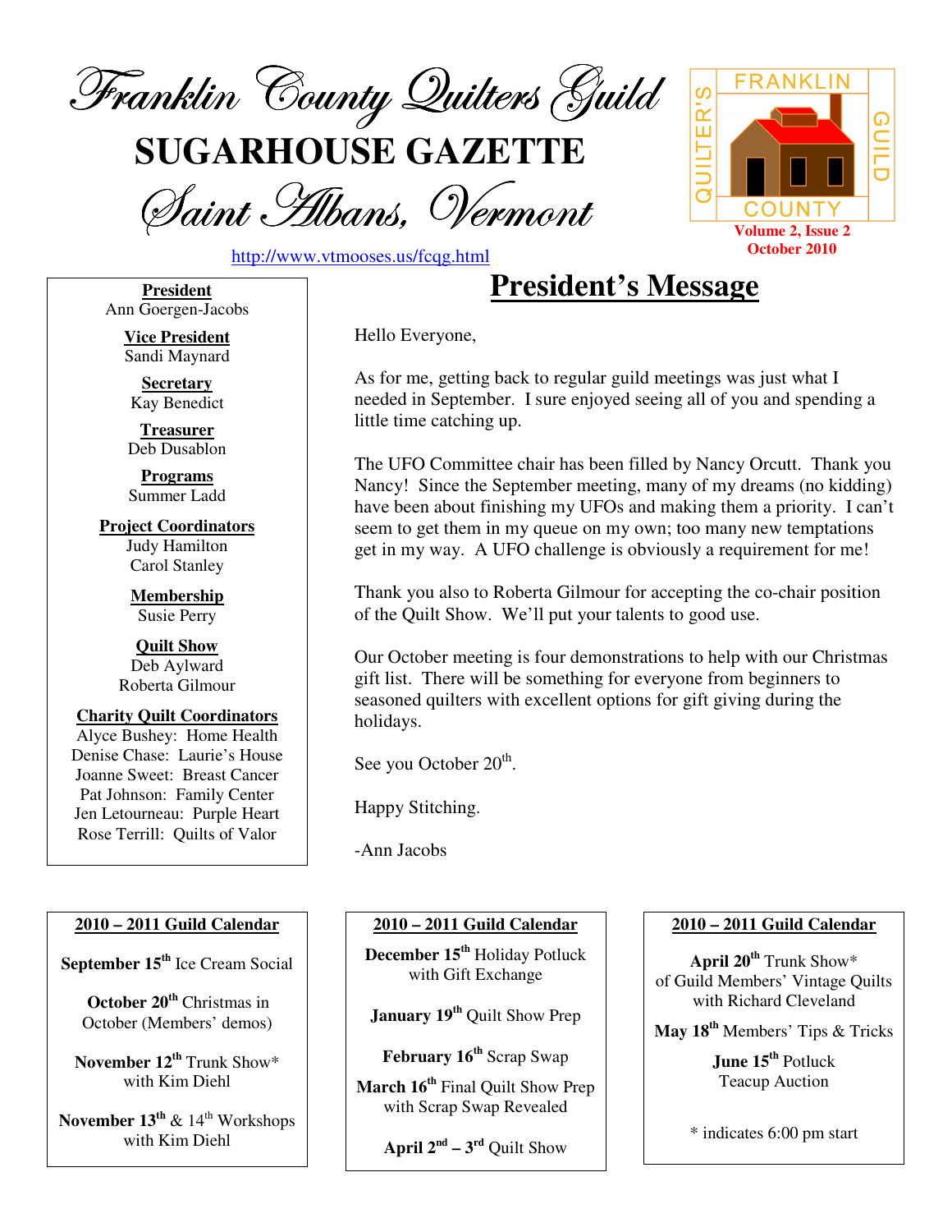# Franklin County Quilters Guild

# SUGARHOUSE GAZETTE

## Saint Albans, Vermont

http://www.vtmooses.us/fcqg.html

FRANKLIN COUNTY QUILTER'S GUILD

**Volume 2, Issue 2**
**October 2010**

**President**
Ann Goergen-Jacobs

**Vice President**
Sandi Maynard

**Secretary**
Kay Benedict

**Treasurer**
Deb Dusablon

**Programs**
Summer Ladd

**Project Coordinators**
Judy Hamilton
Carol Stanley

**Membership**
Susie Perry

**Quilt Show**
Deb Aylward
Roberta Gilmour

**Charity Quilt Coordinators**
Alyce Bushey: Home Health
Denise Chase: Laurie's House
Joanne Sweet: Breast Cancer
Pat Johnson: Family Center
Jen Letourneau: Purple Heart
Rose Terrill: Quilts of Valor

## President's Message

Hello Everyone,

As for me, getting back to regular guild meetings was just what I needed in September. I sure enjoyed seeing all of you and spending a little time catching up.

The UFO Committee chair has been filled by Nancy Orcutt. Thank you Nancy! Since the September meeting, many of my dreams (no kidding) have been about finishing my UFOs and making them a priority. I can't seem to get them in my queue on my own; too many new temptations get in my way. A UFO challenge is obviously a requirement for me!

Thank you also to Roberta Gilmour for accepting the co-chair position of the Quilt Show. We'll put your talents to good use.

Our October meeting is four demonstrations to help with our Christmas gift list. There will be something for everyone from beginners to seasoned quilters with excellent options for gift giving during the holidays.

See you October 20th.

Happy Stitching.

-Ann Jacobs

### 2010 – 2011 Guild Calendar

**September 15th** Ice Cream Social

**October 20th** Christmas in October (Members' demos)

**November 12th** Trunk Show* with Kim Diehl

**November 13th** & 14th Workshops with Kim Diehl

**December 15th** Holiday Potluck with Gift Exchange

**January 19th** Quilt Show Prep

**February 16th** Scrap Swap

**March 16th** Final Quilt Show Prep with Scrap Swap Revealed

**April 2nd – 3rd** Quilt Show

**April 20th** Trunk Show* of Guild Members' Vintage Quilts with Richard Cleveland

**May 18th** Members' Tips & Tricks

**June 15th** Potluck Teacup Auction

* indicates 6:00 pm start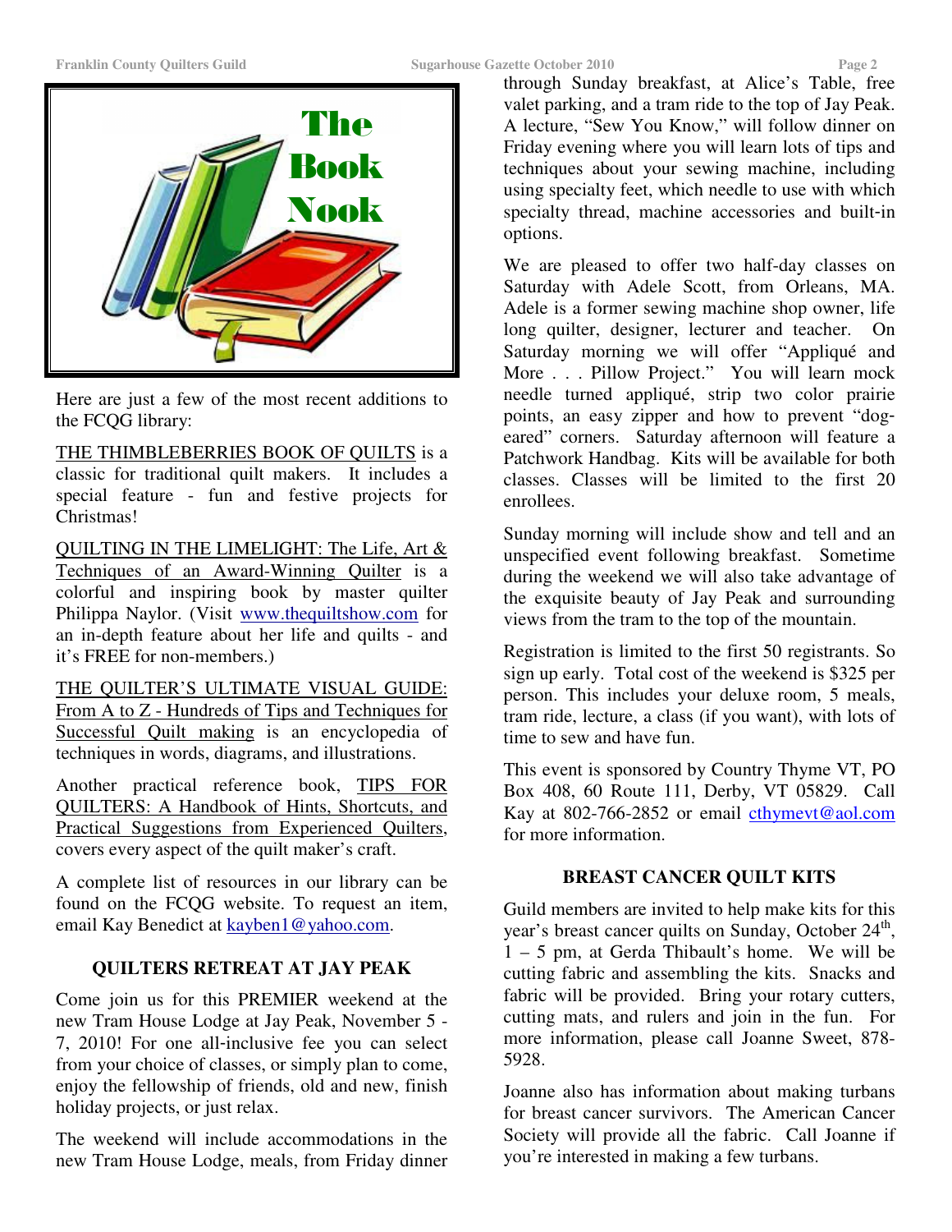# The Book Nook

Here are just a few of the most recent additions to the FCQG library:

THE THIMBLEBERRIES BOOK OF QUILTS is a classic for traditional quilt makers. It includes a special feature - fun and festive projects for Christmas!

QUILTING IN THE LIMELIGHT: The Life, Art & Techniques of an Award-Winning Quilter is a colorful and inspiring book by master quilter Philippa Naylor. (Visit www.thequiltshow.com for an in-depth feature about her life and quilts - and it's FREE for non-members.)

THE QUILTER'S ULTIMATE VISUAL GUIDE: From A to Z - Hundreds of Tips and Techniques for Successful Quilt making is an encyclopedia of techniques in words, diagrams, and illustrations.

Another practical reference book, TIPS FOR QUILTERS: A Handbook of Hints, Shortcuts, and Practical Suggestions from Experienced Quilters, covers every aspect of the quilt maker's craft.

A complete list of resources in our library can be found on the FCQG website. To request an item, email Kay Benedict at kayben1@yahoo.com.

## QUILTERS RETREAT AT JAY PEAK

Come join us for this PREMIER weekend at the new Tram House Lodge at Jay Peak, November 5 - 7, 2010! For one all-inclusive fee you can select from your choice of classes, or simply plan to come, enjoy the fellowship of friends, old and new, finish holiday projects, or just relax.

The weekend will include accommodations in the new Tram House Lodge, meals, from Friday dinner through Sunday breakfast, at Alice's Table, free valet parking, and a tram ride to the top of Jay Peak. A lecture, "Sew You Know," will follow dinner on Friday evening where you will learn lots of tips and techniques about your sewing machine, including using specialty feet, which needle to use with which specialty thread, machine accessories and built-in options.

We are pleased to offer two half-day classes on Saturday with Adele Scott, from Orleans, MA. Adele is a former sewing machine shop owner, life long quilter, designer, lecturer and teacher. On Saturday morning we will offer "Appliqué and More . . . Pillow Project." You will learn mock needle turned appliqué, strip two color prairie points, an easy zipper and how to prevent "dog-eared" corners. Saturday afternoon will feature a Patchwork Handbag. Kits will be available for both classes. Classes will be limited to the first 20 enrollees.

Sunday morning will include show and tell and an unspecified event following breakfast. Sometime during the weekend we will also take advantage of the exquisite beauty of Jay Peak and surrounding views from the tram to the top of the mountain.

Registration is limited to the first 50 registrants. So sign up early. Total cost of the weekend is $325 per person. This includes your deluxe room, 5 meals, tram ride, lecture, a class (if you want), with lots of time to sew and have fun.

This event is sponsored by Country Thyme VT, PO Box 408, 60 Route 111, Derby, VT 05829. Call Kay at 802-766-2852 or email cthymevt@aol.com for more information.

## BREAST CANCER QUILT KITS

Guild members are invited to help make kits for this year's breast cancer quilts on Sunday, October 24th, 1 – 5 pm, at Gerda Thibault's home. We will be cutting fabric and assembling the kits. Snacks and fabric will be provided. Bring your rotary cutters, cutting mats, and rulers and join in the fun. For more information, please call Joanne Sweet, 878-5928.

Joanne also has information about making turbans for breast cancer survivors. The American Cancer Society will provide all the fabric. Call Joanne if you're interested in making a few turbans.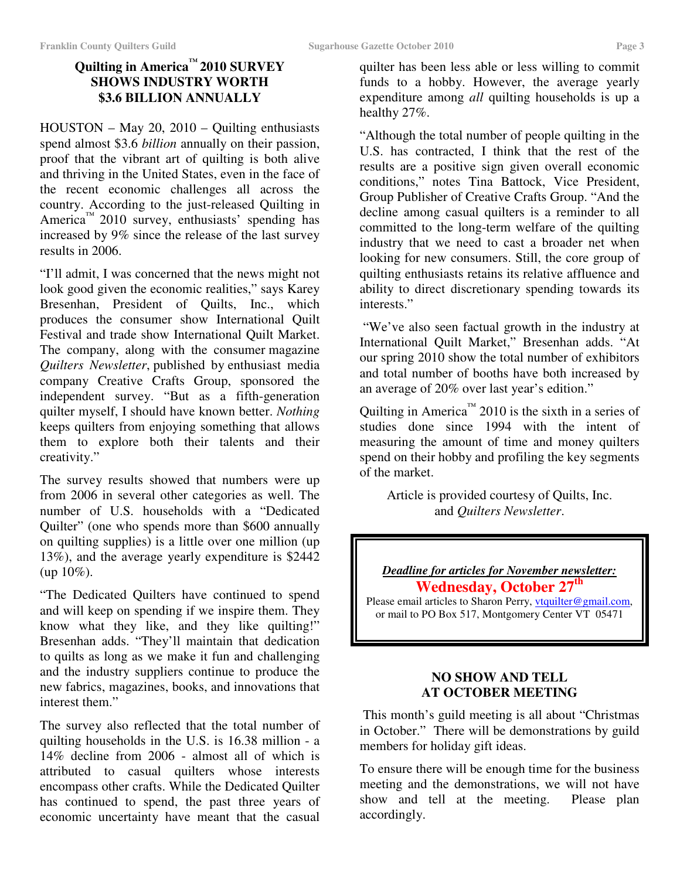## Quilting in America™ 2010 SURVEY SHOWS INDUSTRY WORTH $3.6 BILLION ANNUALLY

HOUSTON – May 20, 2010 – Quilting enthusiasts spend almost $3.6 *billion* annually on their passion, proof that the vibrant art of quilting is both alive and thriving in the United States, even in the face of the recent economic challenges all across the country. According to the just-released Quilting in America™ 2010 survey, enthusiasts' spending has increased by 9% since the release of the last survey results in 2006.

"I'll admit, I was concerned that the news might not look good given the economic realities," says Karey Bresenhan, President of Quilts, Inc., which produces the consumer show International Quilt Festival and trade show International Quilt Market. The company, along with the consumer magazine *Quilters Newsletter*, published by enthusiast media company Creative Crafts Group, sponsored the independent survey. "But as a fifth-generation quilter myself, I should have known better. *Nothing* keeps quilters from enjoying something that allows them to explore both their talents and their creativity."

The survey results showed that numbers were up from 2006 in several other categories as well. The number of U.S. households with a "Dedicated Quilter" (one who spends more than $600 annually on quilting supplies) is a little over one million (up 13%), and the average yearly expenditure is $2442 (up 10%).

"The Dedicated Quilters have continued to spend and will keep on spending if we inspire them. They know what they like, and they like quilting!" Bresenhan adds. "They'll maintain that dedication to quilts as long as we make it fun and challenging and the industry suppliers continue to produce the new fabrics, magazines, books, and innovations that interest them."

The survey also reflected that the total number of quilting households in the U.S. is 16.38 million - a 14% decline from 2006 - almost all of which is attributed to casual quilters whose interests encompass other crafts. While the Dedicated Quilter has continued to spend, the past three years of economic uncertainty have meant that the casual quilter has been less able or less willing to commit funds to a hobby. However, the average yearly expenditure among *all* quilting households is up a healthy 27%.

"Although the total number of people quilting in the U.S. has contracted, I think that the rest of the results are a positive sign given overall economic conditions," notes Tina Battock, Vice President, Group Publisher of Creative Crafts Group. "And the decline among casual quilters is a reminder to all committed to the long-term welfare of the quilting industry that we need to cast a broader net when looking for new consumers. Still, the core group of quilting enthusiasts retains its relative affluence and ability to direct discretionary spending towards its interests."

"We've also seen factual growth in the industry at International Quilt Market," Bresenhan adds. "At our spring 2010 show the total number of exhibitors and total number of booths have both increased by an average of 20% over last year's edition."

Quilting in America™ 2010 is the sixth in a series of studies done since 1994 with the intent of measuring the amount of time and money quilters spend on their hobby and profiling the key segments of the market.

Article is provided courtesy of Quilts, Inc. and *Quilters Newsletter*.

---

***Deadline for articles for November newsletter:***

**Wednesday, October 27th**

Please email articles to Sharon Perry, vtquilter@gmail.com, or mail to PO Box 517, Montgomery Center VT 05471

---

## NO SHOW AND TELL AT OCTOBER MEETING

This month's guild meeting is all about "Christmas in October." There will be demonstrations by guild members for holiday gift ideas.

To ensure there will be enough time for the business meeting and the demonstrations, we will not have show and tell at the meeting. Please plan accordingly.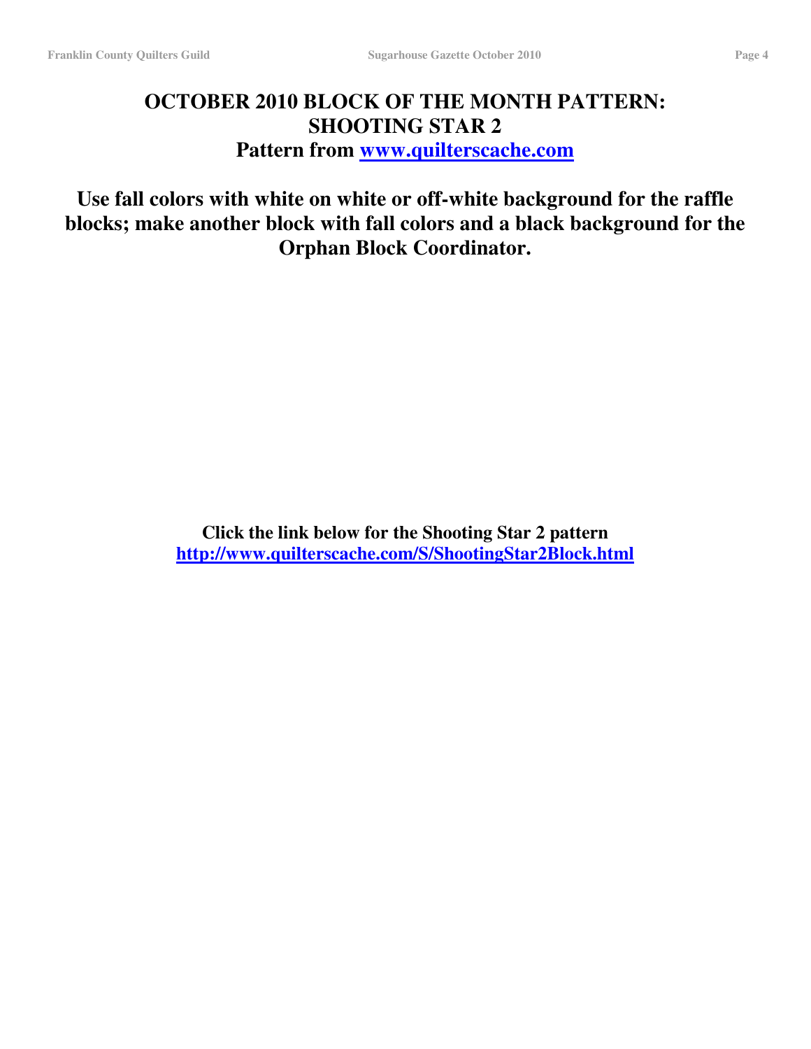# OCTOBER 2010 BLOCK OF THE MONTH PATTERN: SHOOTING STAR 2

## Pattern from [www.quilterscache.com](http://www.quilterscache.com)

**Use fall colors with white on white or off-white background for the raffle blocks; make another block with fall colors and a black background for the Orphan Block Coordinator.**

**Click the link below for the Shooting Star 2 pattern**
**[http://www.quilterscache.com/S/ShootingStar2Block.html](http://www.quilterscache.com/S/ShootingStar2Block.html)**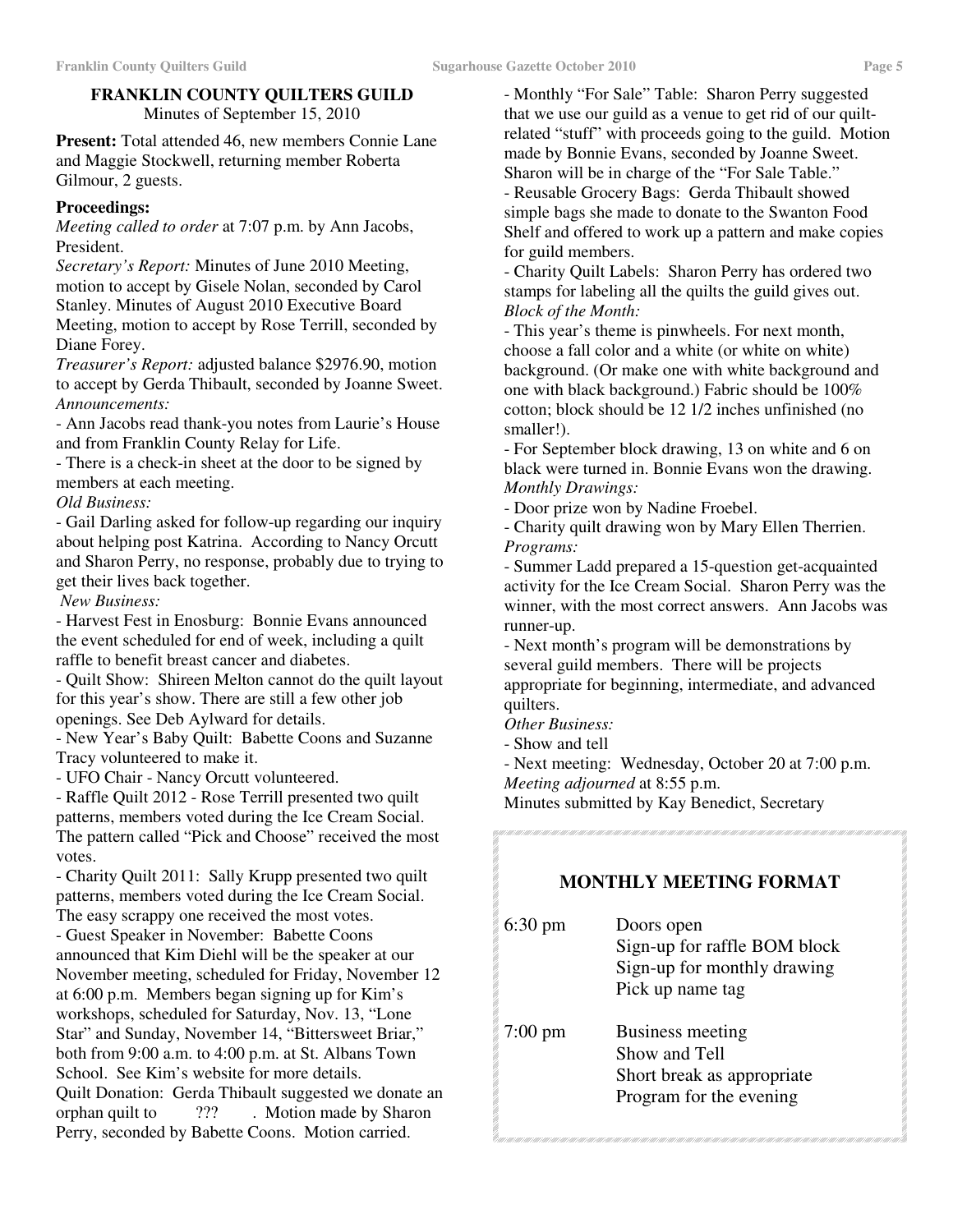## FRANKLIN COUNTY QUILTERS GUILD

Minutes of September 15, 2010

**Present:** Total attended 46, new members Connie Lane and Maggie Stockwell, returning member Roberta Gilmour, 2 guests.

**Proceedings:**

*Meeting called to order* at 7:07 p.m. by Ann Jacobs, President.

*Secretary's Report:* Minutes of June 2010 Meeting, motion to accept by Gisele Nolan, seconded by Carol Stanley. Minutes of August 2010 Executive Board Meeting, motion to accept by Rose Terrill, seconded by Diane Forey.

*Treasurer's Report:* adjusted balance $2976.90, motion to accept by Gerda Thibault, seconded by Joanne Sweet.

*Announcements:*

- Ann Jacobs read thank-you notes from Laurie's House and from Franklin County Relay for Life.
- There is a check-in sheet at the door to be signed by members at each meeting.

*Old Business:*

- Gail Darling asked for follow-up regarding our inquiry about helping post Katrina. According to Nancy Orcutt and Sharon Perry, no response, probably due to trying to get their lives back together.

*New Business:*

- Harvest Fest in Enosburg: Bonnie Evans announced the event scheduled for end of week, including a quilt raffle to benefit breast cancer and diabetes.
- Quilt Show: Shireen Melton cannot do the quilt layout for this year's show. There are still a few other job openings. See Deb Aylward for details.
- New Year's Baby Quilt: Babette Coons and Suzanne Tracy volunteered to make it.
- UFO Chair - Nancy Orcutt volunteered.
- Raffle Quilt 2012 - Rose Terrill presented two quilt patterns, members voted during the Ice Cream Social. The pattern called "Pick and Choose" received the most votes.
- Charity Quilt 2011: Sally Krupp presented two quilt patterns, members voted during the Ice Cream Social. The easy scrappy one received the most votes.
- Guest Speaker in November: Babette Coons announced that Kim Diehl will be the speaker at our November meeting, scheduled for Friday, November 12 at 6:00 p.m. Members began signing up for Kim's workshops, scheduled for Saturday, Nov. 13, "Lone Star" and Sunday, November 14, "Bittersweet Briar," both from 9:00 a.m. to 4:00 p.m. at St. Albans Town School. See Kim's website for more details.

Quilt Donation: Gerda Thibault suggested we donate an orphan quilt to ??? . Motion made by Sharon Perry, seconded by Babette Coons. Motion carried.

- Monthly "For Sale" Table: Sharon Perry suggested that we use our guild as a venue to get rid of our quilt-related "stuff" with proceeds going to the guild. Motion made by Bonnie Evans, seconded by Joanne Sweet. Sharon will be in charge of the "For Sale Table."
- Reusable Grocery Bags: Gerda Thibault showed simple bags she made to donate to the Swanton Food Shelf and offered to work up a pattern and make copies for guild members.
- Charity Quilt Labels: Sharon Perry has ordered two stamps for labeling all the quilts the guild gives out.

*Block of the Month:*

- This year's theme is pinwheels. For next month, choose a fall color and a white (or white on white) background. (Or make one with white background and one with black background.) Fabric should be 100% cotton; block should be 12 1/2 inches unfinished (no smaller!).
- For September block drawing, 13 on white and 6 on black were turned in. Bonnie Evans won the drawing.

*Monthly Drawings:*

- Door prize won by Nadine Froebel.
- Charity quilt drawing won by Mary Ellen Therrien.

*Programs:*

- Summer Ladd prepared a 15-question get-acquainted activity for the Ice Cream Social. Sharon Perry was the winner, with the most correct answers. Ann Jacobs was runner-up.
- Next month's program will be demonstrations by several guild members. There will be projects appropriate for beginning, intermediate, and advanced quilters.

*Other Business:*

- Show and tell
- Next meeting: Wednesday, October 20 at 7:00 p.m.

*Meeting adjourned* at 8:55 p.m.

Minutes submitted by Kay Benedict, Secretary

### MONTHLY MEETING FORMAT

| | |
|---|---|
| 6:30 pm | Doors open<br>Sign-up for raffle BOM block<br>Sign-up for monthly drawing<br>Pick up name tag |
| 7:00 pm | Business meeting<br>Show and Tell<br>Short break as appropriate<br>Program for the evening |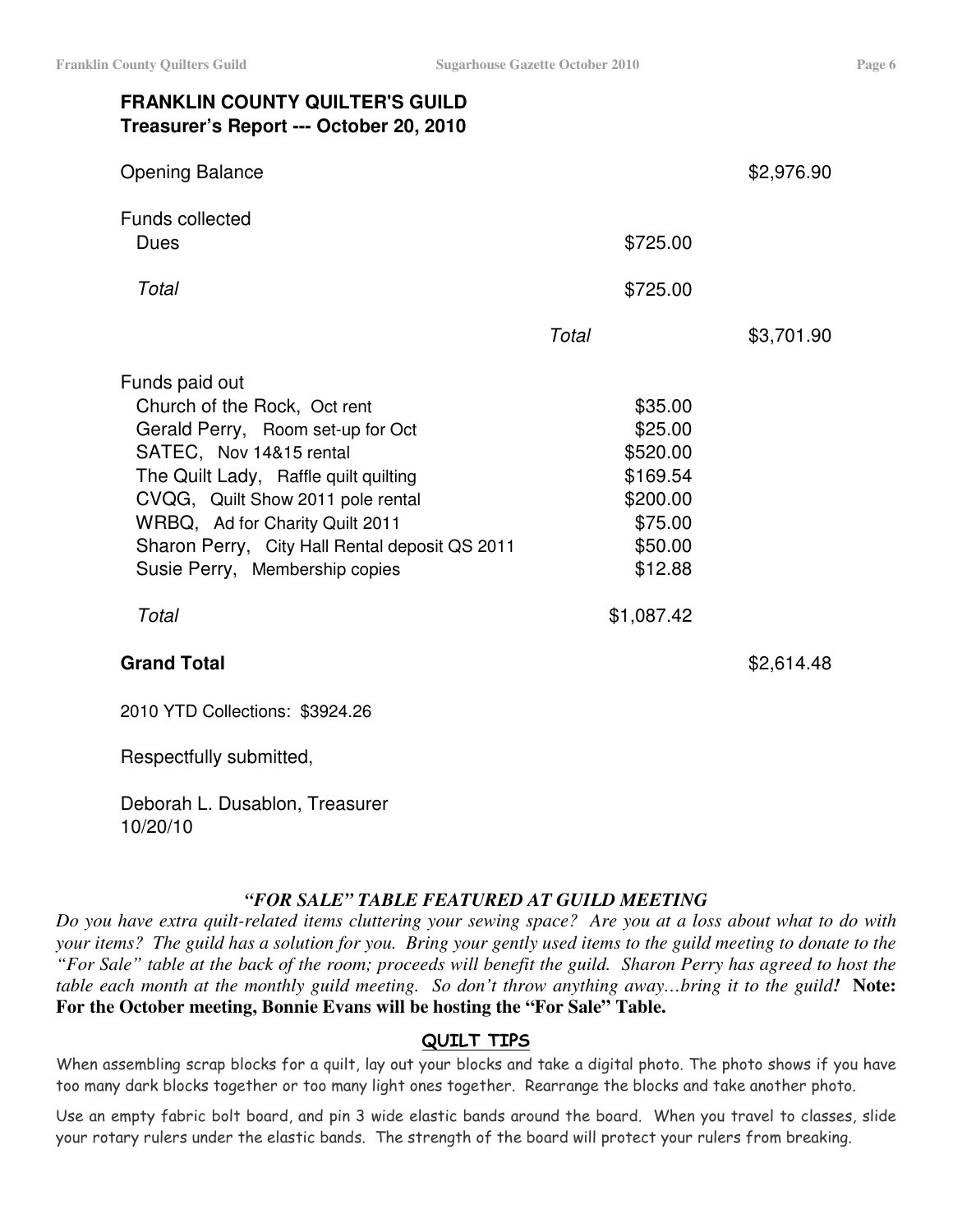**FRANKLIN COUNTY QUILTER'S GUILD**
**Treasurer's Report --- October 20, 2010**

| | | |
|---|---|---|
| Opening Balance | | $2,976.90 |
| Funds collected | | |
| Dues | $725.00 | |
| *Total* | $725.00 | |
| | *Total* | $3,701.90 |
| Funds paid out | | |
| Church of the Rock, Oct rent | $35.00 | |
| Gerald Perry, Room set-up for Oct | $25.00 | |
| SATEC, Nov 14&15 rental | $520.00 | |
| The Quilt Lady, Raffle quilt quilting | $169.54 | |
| CVQG, Quilt Show 2011 pole rental | $200.00 | |
| WRBQ, Ad for Charity Quilt 2011 | $75.00 | |
| Sharon Perry, City Hall Rental deposit QS 2011 | $50.00 | |
| Susie Perry, Membership copies | $12.88 | |
| *Total* | $1,087.42 | |
| **Grand Total** | | $2,614.48 |

2010 YTD Collections: $3924.26

Respectfully submitted,

Deborah L. Dusablon, Treasurer
10/20/10

### *"FOR SALE" TABLE FEATURED AT GUILD MEETING*

*Do you have extra quilt-related items cluttering your sewing space? Are you at a loss about what to do with your items? The guild has a solution for you. Bring your gently used items to the guild meeting to donate to the "For Sale" table at the back of the room; proceeds will benefit the guild. Sharon Perry has agreed to host the table each month at the monthly guild meeting. So don't throw anything away…bring it to the guild!* **Note: For the October meeting, Bonnie Evans will be hosting the "For Sale" Table.**

### QUILT TIPS

When assembling scrap blocks for a quilt, lay out your blocks and take a digital photo. The photo shows if you have too many dark blocks together or too many light ones together. Rearrange the blocks and take another photo.

Use an empty fabric bolt board, and pin 3 wide elastic bands around the board. When you travel to classes, slide your rotary rulers under the elastic bands. The strength of the board will protect your rulers from breaking.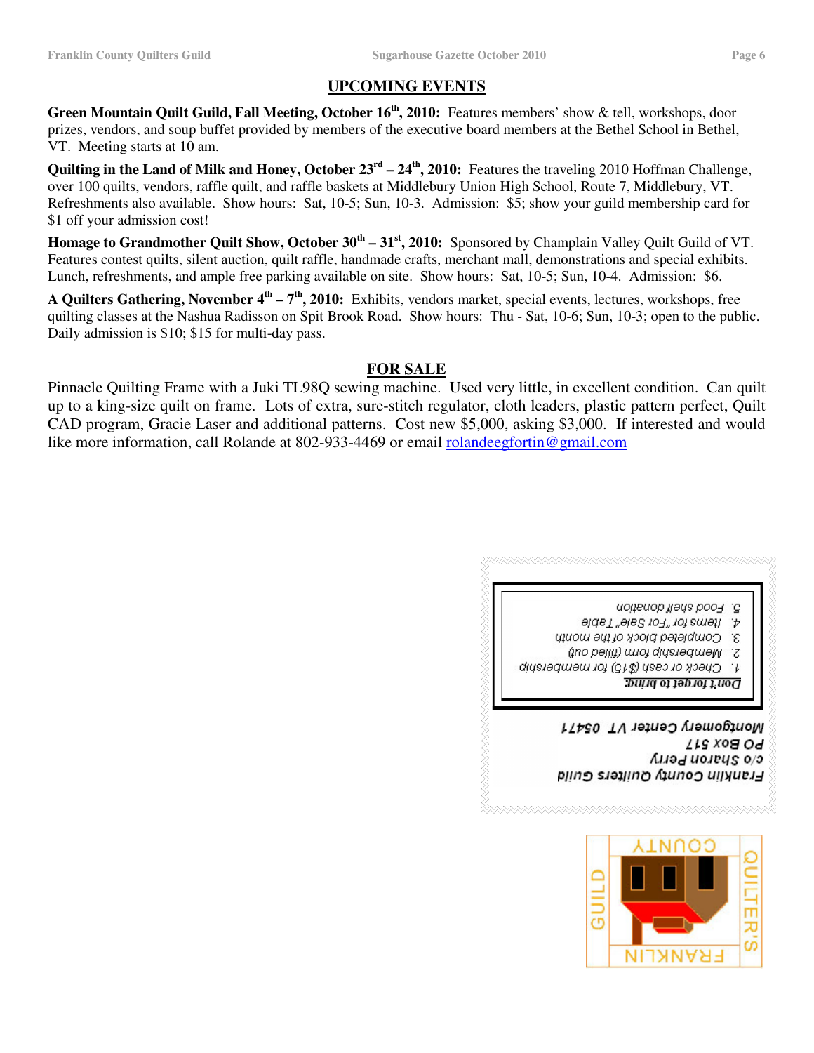## UPCOMING EVENTS

**Green Mountain Quilt Guild, Fall Meeting, October 16th, 2010:** Features members' show & tell, workshops, door prizes, vendors, and soup buffet provided by members of the executive board members at the Bethel School in Bethel, VT. Meeting starts at 10 am.

**Quilting in the Land of Milk and Honey, October 23rd – 24th, 2010:** Features the traveling 2010 Hoffman Challenge, over 100 quilts, vendors, raffle quilt, and raffle baskets at Middlebury Union High School, Route 7, Middlebury, VT. Refreshments also available. Show hours: Sat, 10-5; Sun, 10-3. Admission: $5; show your guild membership card for $1 off your admission cost!

**Homage to Grandmother Quilt Show, October 30th – 31st, 2010:** Sponsored by Champlain Valley Quilt Guild of VT. Features contest quilts, silent auction, quilt raffle, handmade crafts, merchant mall, demonstrations and special exhibits. Lunch, refreshments, and ample free parking available on site. Show hours: Sat, 10-5; Sun, 10-4. Admission: $6.

**A Quilters Gathering, November 4th – 7th, 2010:** Exhibits, vendors market, special events, lectures, workshops, free quilting classes at the Nashua Radisson on Spit Brook Road. Show hours: Thu - Sat, 10-6; Sun, 10-3; open to the public. Daily admission is $10; $15 for multi-day pass.

## FOR SALE

Pinnacle Quilting Frame with a Juki TL98Q sewing machine. Used very little, in excellent condition. Can quilt up to a king-size quilt on frame. Lots of extra, sure-stitch regulator, cloth leaders, plastic pattern perfect, Quilt CAD program, Gracie Laser and additional patterns. Cost new $5,000, asking $3,000. If interested and would like more information, call Rolande at 802-933-4469 or email rolandeegfortin@gmail.com

***Don't forget to bring:***

1. Check or cash ($15) for membership
2. Membership form (filled out)
3. Completed block of the month
4. Items for "For Sale" Table
5. Food shelf donation

Franklin County Quilters Guild
c/o Sharon Perry
PO Box 517
Montgomery Center VT 05471

FRANKLIN COUNTY QUILTER'S GUILD